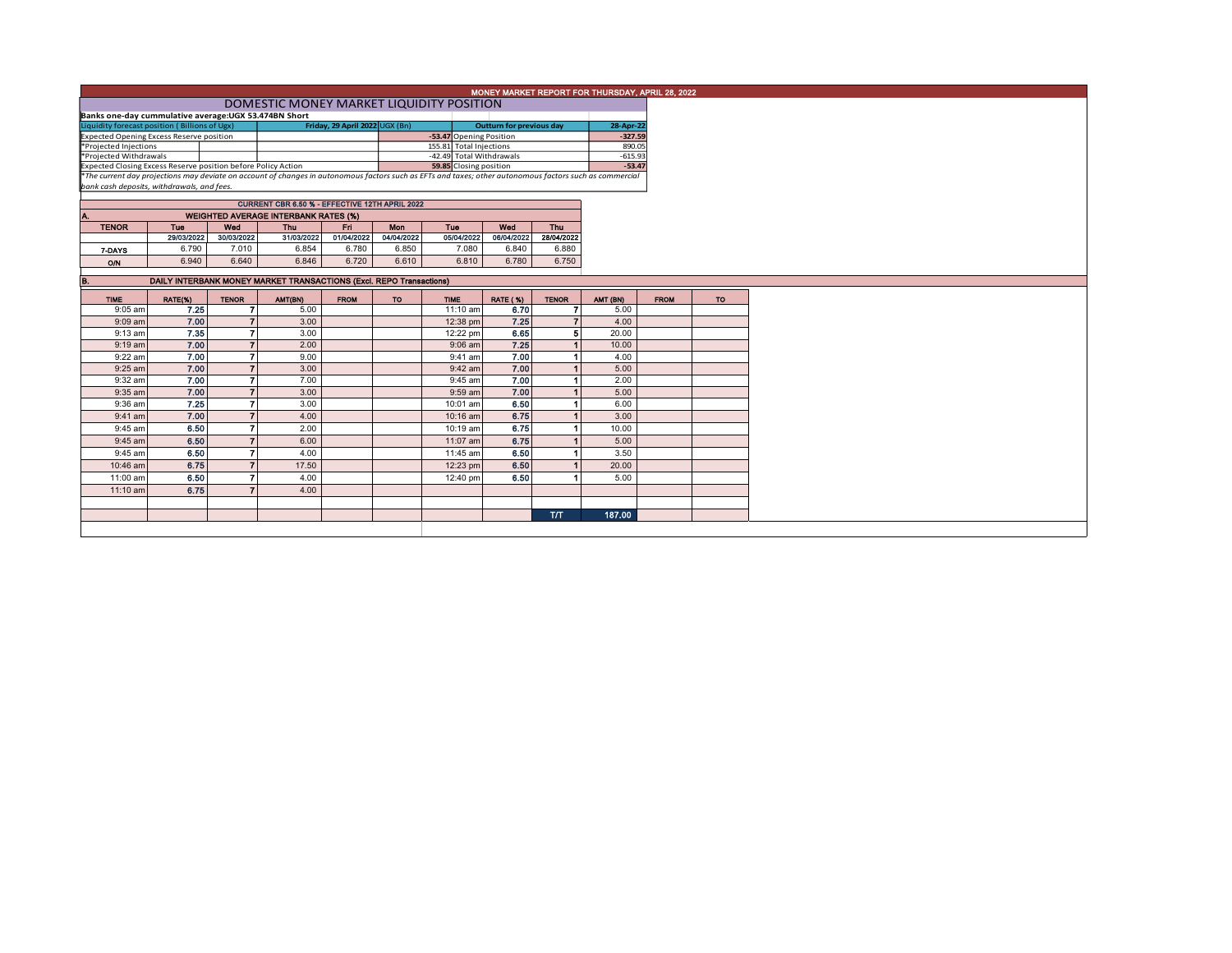MONEY MARKET REPORT FOR THURSDAY, APRIL 28, 2022

## DOMESTIC MONEY MARKET LIQUIDITY POSITION

**Banks one-day cummulative average:UGX 53.474BN Short**

| Liquidity forecast position ( Billions of Ugx) | Friday, 29 April 2022 UGX (Bn) | Outturn for previous day | 28-Apr-22 |
|---|---|---|---|
| Expected Opening Excess Reserve position | -53.47 | Opening Position | -327.59 |
| *Projected Injections | 155.81 | Total Injections | 890.05 |
| *Projected Withdrawals | -42.49 | Total Withdrawals | -615.93 |
| Expected Closing Excess Reserve position before Policy Action | 59.85 | Closing position | -53.47 |

*The current day projections may deviate on account of changes in autonomous factors such as EFTs and taxes; other autonomous factors such as commercial bank cash deposits, withdrawals, and fees.

CURRENT CBR 6.50 % - EFFECTIVE 12TH APRIL 2022

### A. WEIGHTED AVERAGE INTERBANK RATES (%)

| TENOR | Tue 29/03/2022 | Wed 30/03/2022 | Thu 31/03/2022 | Fri 01/04/2022 | Mon 04/04/2022 | Tue 05/04/2022 | Wed 06/04/2022 | Thu 28/04/2022 |
|---|---|---|---|---|---|---|---|---|
| 7-DAYS | 6.790 | 7.010 | 6.854 | 6.780 | 6.850 | 7.080 | 6.840 | 6.880 |
| O/N | 6.940 | 6.640 | 6.846 | 6.720 | 6.610 | 6.810 | 6.780 | 6.750 |

### B. DAILY INTERBANK MONEY MARKET TRANSACTIONS (Excl. REPO Transactions)

| TIME | RATE(%) | TENOR | AMT(BN) | FROM | TO | TIME | RATE ( %) | TENOR | AMT (BN) | FROM | TO |
|---|---|---|---|---|---|---|---|---|---|---|---|
| 9:05 am | 7.25 | 7 | 5.00 | | | 11:10 am | 6.70 | 7 | 5.00 | | |
| 9:09 am | 7.00 | 7 | 3.00 | | | 12:38 pm | 7.25 | 7 | 4.00 | | |
| 9:13 am | 7.35 | 7 | 3.00 | | | 12:22 pm | 6.65 | 5 | 20.00 | | |
| 9:19 am | 7.00 | 7 | 2.00 | | | 9:06 am | 7.25 | 1 | 10.00 | | |
| 9:22 am | 7.00 | 7 | 9.00 | | | 9:41 am | 7.00 | 1 | 4.00 | | |
| 9:25 am | 7.00 | 7 | 3.00 | | | 9:42 am | 7.00 | 1 | 5.00 | | |
| 9:32 am | 7.00 | 7 | 7.00 | | | 9:45 am | 7.00 | 1 | 2.00 | | |
| 9:35 am | 7.00 | 7 | 3.00 | | | 9:59 am | 7.00 | 1 | 5.00 | | |
| 9:36 am | 7.25 | 7 | 3.00 | | | 10:01 am | 6.50 | 1 | 6.00 | | |
| 9:41 am | 7.00 | 7 | 4.00 | | | 10:16 am | 6.75 | 1 | 3.00 | | |
| 9:45 am | 6.50 | 7 | 2.00 | | | 10:19 am | 6.75 | 1 | 10.00 | | |
| 9:45 am | 6.50 | 7 | 6.00 | | | 11:07 am | 6.75 | 1 | 5.00 | | |
| 9:45 am | 6.50 | 7 | 4.00 | | | 11:45 am | 6.50 | 1 | 3.50 | | |
| 10:46 am | 6.75 | 7 | 17.50 | | | 12:23 pm | 6.50 | 1 | 20.00 | | |
| 11:00 am | 6.50 | 7 | 4.00 | | | 12:40 pm | 6.50 | 1 | 5.00 | | |
| 11:10 am | 6.75 | 7 | 4.00 | | | | | | | | |
| | | | | | | | | T/T | 187.00 | | |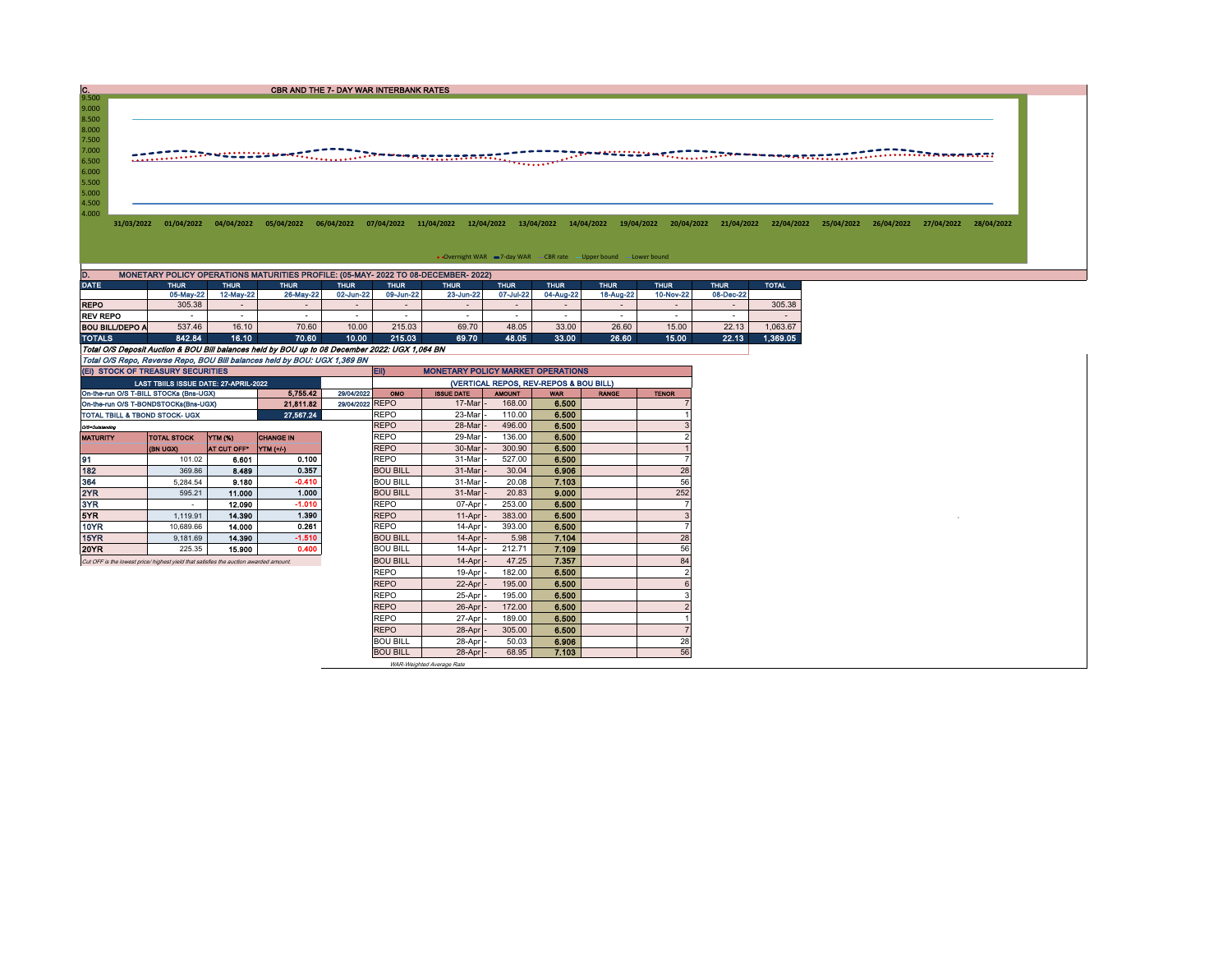## C. CBR AND THE 7- DAY WAR INTERBANK RATES

9.500
9.000
8.500
8.000
7.500
7.000
6.500
6.000
5.500
5.000
4.500
4.000

31/03/2022 01/04/2022 04/04/2022 05/04/2022 06/04/2022 07/04/2022 11/04/2022 12/04/2022 13/04/2022 14/04/2022 19/04/2022 20/04/2022 21/04/2022 22/04/2022 25/04/2022 26/04/2022 27/04/2022 28/04/2022

Overnight WAR · 7-day WAR · CBR rate · Upper bound · Lower bound

## D. MONETARY POLICY OPERATIONS MATURITIES PROFILE: (05-MAY- 2022 TO 08-DECEMBER- 2022)

| DATE | THUR | THUR | THUR | THUR | THUR | THUR | THUR | THUR | THUR | THUR | THUR | TOTAL |
|---|---|---|---|---|---|---|---|---|---|---|---|---|
| | 05-May-22 | 12-May-22 | 26-May-22 | 02-Jun-22 | 09-Jun-22 | 23-Jun-22 | 07-Jul-22 | 04-Aug-22 | 18-Aug-22 | 10-Nov-22 | 08-Dec-22 | |
| REPO | 305.38 | - | - | - | - | - | - | - | - | - | - | 305.38 |
| REV REPO | - | - | - | - | - | - | - | - | - | - | - | - |
| BOU BILL/DEPO A | 537.46 | 16.10 | 70.60 | 10.00 | 215.03 | 69.70 | 48.05 | 33.00 | 26.60 | 15.00 | 22.13 | 1,063.67 |
| TOTALS | 842.84 | 16.10 | 70.60 | 10.00 | 215.03 | 69.70 | 48.05 | 33.00 | 26.60 | 15.00 | 22.13 | 1,369.05 |

*Total O/S Deposit Auction & BOU Bill balances held by BOU up to 08 December 2022: UGX 1,064 BN*

*Total O/S Repo, Reverse Repo, BOU Bill balances held by BOU: UGX 1,369 BN*

## (EI) STOCK OF TREASURY SECURITIES

| LAST TBIILS ISSUE DATE: 27-APRIL-2022 | | |
|---|---|---|
| On-the-run O/S T-BILL STOCKs (Bns-UGX) | 5,755.42 | 29/04/2022 |
| On-the-run O/S T-BONDSTOCKs(Bns-UGX) | 21,811.82 | 29/04/2022 |
| TOTAL TBILL & TBOND STOCK- UGX | 27,567.24 | |

*O/S=Outstanding*

| MATURITY | TOTAL STOCK (BN UGX) | YTM (%) AT CUT OFF* | CHANGE IN YTM (+/-) |
|---|---|---|---|
| 91 | 101.02 | 6.601 | 0.100 |
| 182 | 369.86 | 8.489 | 0.357 |
| 364 | 5,284.54 | 9.180 | -0.410 |
| 2YR | 595.21 | 11.000 | 1.000 |
| 3YR | - | 12.090 | -1.010 |
| 5YR | 1,119.91 | 14.390 | 1.390 |
| 10YR | 10,689.66 | 14.000 | 0.261 |
| 15YR | 9,181.69 | 14.390 | -1.510 |
| 20YR | 225.35 | 15.900 | 0.400 |

*Cut OFF is the lowest price/ highest yield that satisfies the auction awarded amount.*

## EII) MONETARY POLICY MARKET OPERATIONS

(VERTICAL REPOS, REV-REPOS & BOU BILL)

| OMO | ISSUE DATE | AMOUNT | WAR | RANGE | TENOR |
|---|---|---|---|---|---|
| REPO | 17-Mar | 168.00 | 6.500 | | 7 |
| REPO | 23-Mar | 110.00 | 6.500 | | 1 |
| REPO | 28-Mar | 496.00 | 6.500 | | 3 |
| REPO | 29-Mar | 136.00 | 6.500 | | 2 |
| REPO | 30-Mar | 300.90 | 6.500 | | 1 |
| REPO | 31-Mar | 527.00 | 6.500 | | 7 |
| BOU BILL | 31-Mar | 30.04 | 6.906 | | 28 |
| BOU BILL | 31-Mar | 20.08 | 7.103 | | 56 |
| BOU BILL | 31-Mar | 20.83 | 9.000 | | 252 |
| REPO | 07-Apr | 253.00 | 6.500 | | 7 |
| REPO | 11-Apr | 383.00 | 6.500 | | 3 |
| REPO | 14-Apr | 393.00 | 6.500 | | 7 |
| BOU BILL | 14-Apr | 5.98 | 7.104 | | 28 |
| BOU BILL | 14-Apr | 212.71 | 7.109 | | 56 |
| BOU BILL | 14-Apr | 47.25 | 7.357 | | 84 |
| REPO | 19-Apr | 182.00 | 6.500 | | 2 |
| REPO | 22-Apr | 195.00 | 6.500 | | 6 |
| REPO | 25-Apr | 195.00 | 6.500 | | 3 |
| REPO | 26-Apr | 172.00 | 6.500 | | 2 |
| REPO | 27-Apr | 189.00 | 6.500 | | 1 |
| REPO | 28-Apr | 305.00 | 6.500 | | 7 |
| BOU BILL | 28-Apr | 50.03 | 6.906 | | 28 |
| BOU BILL | 28-Apr | 68.95 | 7.103 | | 56 |

*WAR-Weighted Average Rate*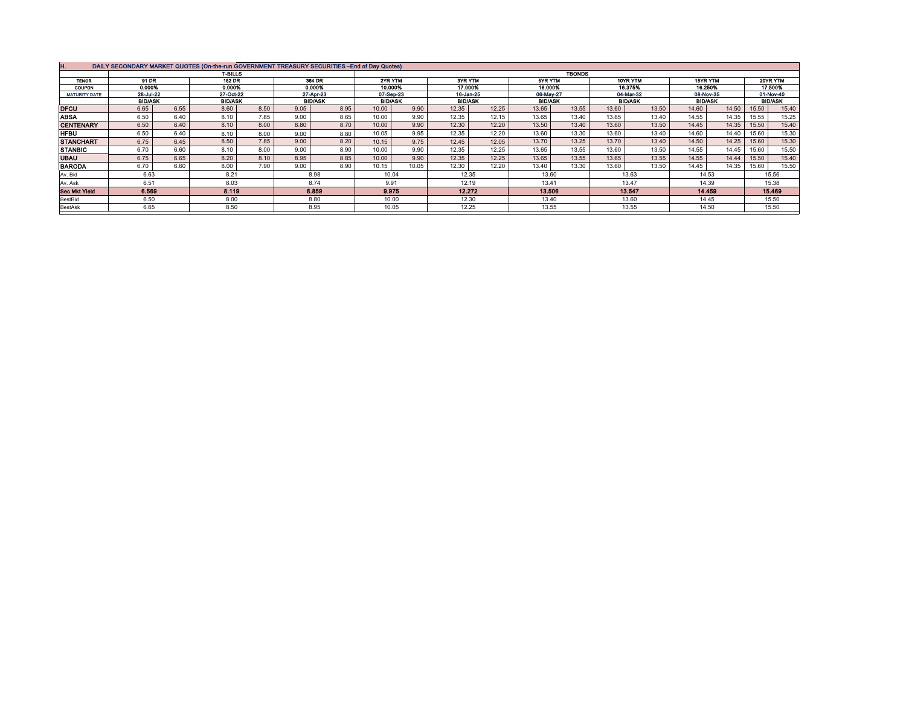## H. DAILY SECONDARY MARKET QUOTES (On-the-run GOVERNMENT TREASURY SECURITIES –End of Day Quotes)

| | T-BILLS | | | | | | TBONDS | | | | | | | | | | | |
|---|---|---|---|---|---|---|---|---|---|---|---|---|---|---|---|---|---|---|
| TENOR | 91 DR | | 182 DR | | 364 DR | | 2YR YTM | | 3YR YTM | | 5YR YTM | | 10YR YTM | | 15YR YTM | | 20YR YTM | |
| COUPON | 0.000% | | 0.000% | | 0.000% | | 10.000% | | 17.000% | | 16.000% | | 16.375% | | 16.250% | | 17.500% | |
| MATURITY DATE | 28-Jul-22 | | 27-Oct-22 | | 27-Apr-23 | | 07-Sep-23 | | 16-Jan-25 | | 06-May-27 | | 04-Mar-32 | | 08-Nov-35 | | 01-Nov-40 | |
| | BID/ASK | | BID/ASK | | BID/ASK | | BID/ASK | | BID/ASK | | BID/ASK | | BID/ASK | | BID/ASK | | BID/ASK | |
| DFCU | 6.65 | 6.55 | 8.60 | 8.50 | 9.05 | 8.95 | 10.00 | 9.90 | 12.35 | 12.25 | 13.65 | 13.55 | 13.60 | 13.50 | 14.60 | 14.50 | 15.50 | 15.40 |
| ABSA | 6.50 | 6.40 | 8.10 | 7.85 | 9.00 | 8.65 | 10.00 | 9.90 | 12.35 | 12.15 | 13.65 | 13.40 | 13.65 | 13.40 | 14.55 | 14.35 | 15.55 | 15.25 |
| CENTENARY | 6.50 | 6.40 | 8.10 | 8.00 | 8.80 | 8.70 | 10.00 | 9.90 | 12.30 | 12.20 | 13.50 | 13.40 | 13.60 | 13.50 | 14.45 | 14.35 | 15.50 | 15.40 |
| HFBU | 6.50 | 6.40 | 8.10 | 8.00 | 9.00 | 8.80 | 10.05 | 9.95 | 12.35 | 12.20 | 13.60 | 13.30 | 13.60 | 13.40 | 14.60 | 14.40 | 15.60 | 15.30 |
| STANCHART | 6.75 | 6.45 | 8.50 | 7.85 | 9.00 | 8.20 | 10.15 | 9.75 | 12.45 | 12.05 | 13.70 | 13.25 | 13.70 | 13.40 | 14.50 | 14.25 | 15.60 | 15.30 |
| STANBIC | 6.70 | 6.60 | 8.10 | 8.00 | 9.00 | 8.90 | 10.00 | 9.90 | 12.35 | 12.25 | 13.65 | 13.55 | 13.60 | 13.50 | 14.55 | 14.45 | 15.60 | 15.50 |
| UBAU | 6.75 | 6.65 | 8.20 | 8.10 | 8.95 | 8.85 | 10.00 | 9.90 | 12.35 | 12.25 | 13.65 | 13.55 | 13.65 | 13.55 | 14.55 | 14.44 | 15.50 | 15.40 |
| BARODA | 6.70 | 6.60 | 8.00 | 7.90 | 9.00 | 8.90 | 10.15 | 10.05 | 12.30 | 12.20 | 13.40 | 13.30 | 13.60 | 13.50 | 14.45 | 14.35 | 15.60 | 15.50 |
| Av. Bid | 6.63 | | 8.21 | | 8.98 | | 10.04 | | 12.35 | | 13.60 | | 13.63 | | 14.53 | | 15.56 | |
| Av. Ask | 6.51 | | 8.03 | | 8.74 | | 9.91 | | 12.19 | | 13.41 | | 13.47 | | 14.39 | | 15.38 | |
| **Sec Mkt Yield** | **6.569** | | **8.119** | | **8.859** | | **9.975** | | **12.272** | | **13.506** | | **13.547** | | **14.459** | | **15.469** | |
| BestBid | 6.50 | | 8.00 | | 8.80 | | 10.00 | | 12.30 | | 13.40 | | 13.60 | | 14.45 | | 15.50 | |
| BestAsk | 6.65 | | 8.50 | | 8.95 | | 10.05 | | 12.25 | | 13.55 | | 13.55 | | 14.50 | | 15.50 | |